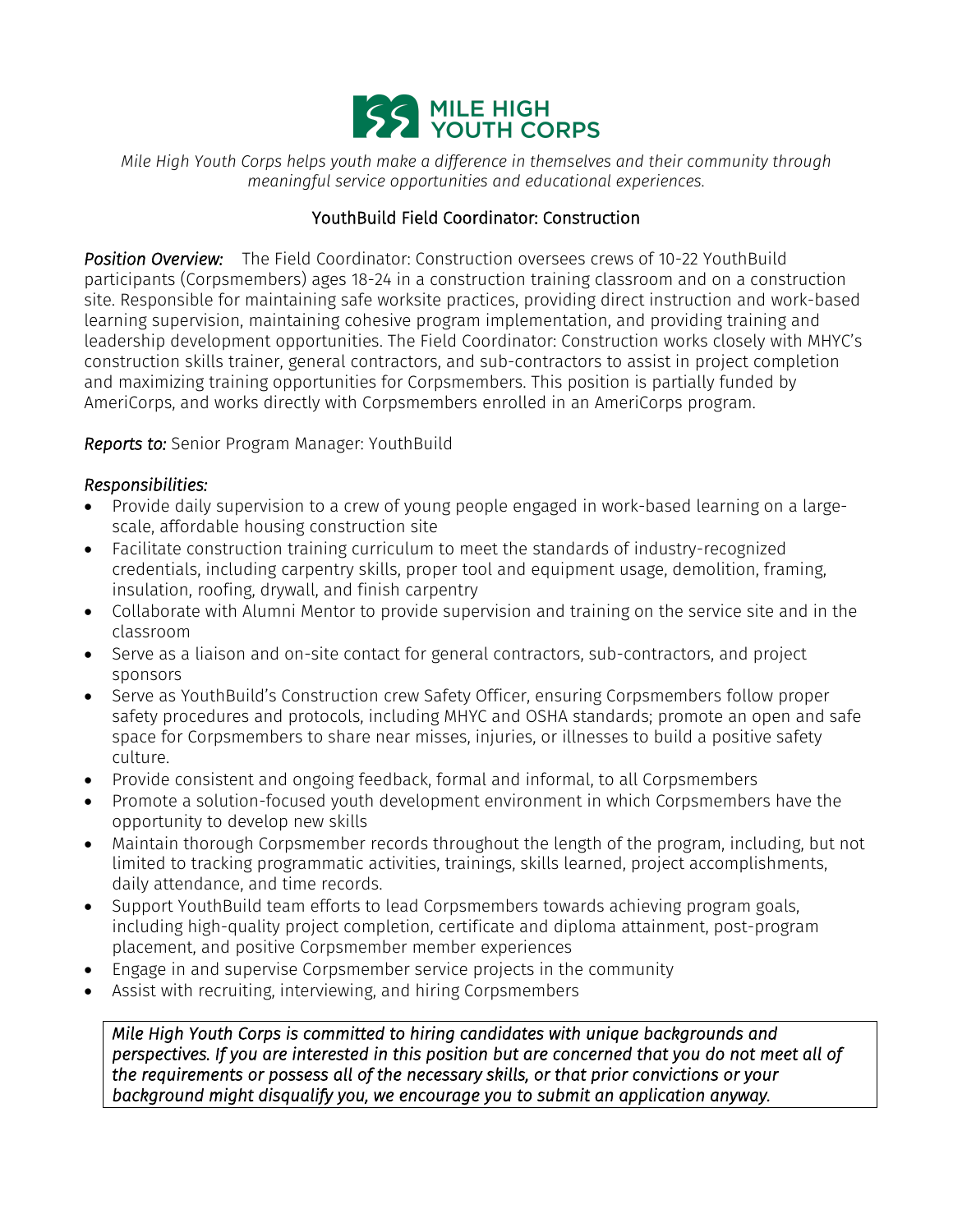MILE HIGH YOUTH CORPS

*Mile High Youth Corps helps youth make a difference in themselves and their community through meaningful service opportunities and educational experiences.*

## YouthBuild Field Coordinator: Construction

***Position Overview:*** The Field Coordinator: Construction oversees crews of 10-22 YouthBuild participants (Corpsmembers) ages 18-24 in a construction training classroom and on a construction site. Responsible for maintaining safe worksite practices, providing direct instruction and work-based learning supervision, maintaining cohesive program implementation, and providing training and leadership development opportunities. The Field Coordinator: Construction works closely with MHYC's construction skills trainer, general contractors, and sub-contractors to assist in project completion and maximizing training opportunities for Corpsmembers. This position is partially funded by AmeriCorps, and works directly with Corpsmembers enrolled in an AmeriCorps program.

***Reports to:*** Senior Program Manager: YouthBuild

***Responsibilities:***

- Provide daily supervision to a crew of young people engaged in work-based learning on a large-scale, affordable housing construction site
- Facilitate construction training curriculum to meet the standards of industry-recognized credentials, including carpentry skills, proper tool and equipment usage, demolition, framing, insulation, roofing, drywall, and finish carpentry
- Collaborate with Alumni Mentor to provide supervision and training on the service site and in the classroom
- Serve as a liaison and on-site contact for general contractors, sub-contractors, and project sponsors
- Serve as YouthBuild's Construction crew Safety Officer, ensuring Corpsmembers follow proper safety procedures and protocols, including MHYC and OSHA standards; promote an open and safe space for Corpsmembers to share near misses, injuries, or illnesses to build a positive safety culture.
- Provide consistent and ongoing feedback, formal and informal, to all Corpsmembers
- Promote a solution-focused youth development environment in which Corpsmembers have the opportunity to develop new skills
- Maintain thorough Corpsmember records throughout the length of the program, including, but not limited to tracking programmatic activities, trainings, skills learned, project accomplishments, daily attendance, and time records.
- Support YouthBuild team efforts to lead Corpsmembers towards achieving program goals, including high-quality project completion, certificate and diploma attainment, post-program placement, and positive Corpsmember member experiences
- Engage in and supervise Corpsmember service projects in the community
- Assist with recruiting, interviewing, and hiring Corpsmembers

*Mile High Youth Corps is committed to hiring candidates with unique backgrounds and perspectives. If you are interested in this position but are concerned that you do not meet all of the requirements or possess all of the necessary skills, or that prior convictions or your background might disqualify you, we encourage you to submit an application anyway.*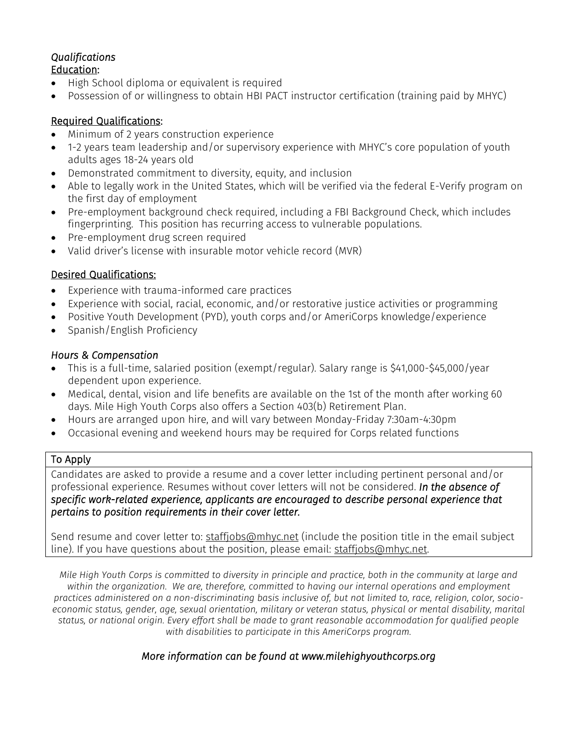*Qualifications*

Education:

- High School diploma or equivalent is required
- Possession of or willingness to obtain HBI PACT instructor certification (training paid by MHYC)

Required Qualifications:

- Minimum of 2 years construction experience
- 1-2 years team leadership and/or supervisory experience with MHYC's core population of youth adults ages 18-24 years old
- Demonstrated commitment to diversity, equity, and inclusion
- Able to legally work in the United States, which will be verified via the federal E-Verify program on the first day of employment
- Pre-employment background check required, including a FBI Background Check, which includes fingerprinting. This position has recurring access to vulnerable populations.
- Pre-employment drug screen required
- Valid driver's license with insurable motor vehicle record (MVR)

Desired Qualifications:

- Experience with trauma-informed care practices
- Experience with social, racial, economic, and/or restorative justice activities or programming
- Positive Youth Development (PYD), youth corps and/or AmeriCorps knowledge/experience
- Spanish/English Proficiency

*Hours & Compensation*

- This is a full-time, salaried position (exempt/regular). Salary range is $41,000-$45,000/year dependent upon experience.
- Medical, dental, vision and life benefits are available on the 1st of the month after working 60 days. Mile High Youth Corps also offers a Section 403(b) Retirement Plan.
- Hours are arranged upon hire, and will vary between Monday-Friday 7:30am-4:30pm
- Occasional evening and weekend hours may be required for Corps related functions

| To Apply |
|---|
| Candidates are asked to provide a resume and a cover letter including pertinent personal and/or professional experience. Resumes without cover letters will not be considered. ***In the absence of specific work-related experience, applicants are encouraged to describe personal experience that pertains to position requirements in their cover letter.*** <br><br> Send resume and cover letter to: staffjobs@mhyc.net (include the position title in the email subject line). If you have questions about the position, please email: staffjobs@mhyc.net. |

*Mile High Youth Corps is committed to diversity in principle and practice, both in the community at large and within the organization. We are, therefore, committed to having our internal operations and employment practices administered on a non-discriminating basis inclusive of, but not limited to, race, religion, color, socio-economic status, gender, age, sexual orientation, military or veteran status, physical or mental disability, marital status, or national origin. Every effort shall be made to grant reasonable accommodation for qualified people with disabilities to participate in this AmeriCorps program.*

*More information can be found at www.milehighyouthcorps.org*